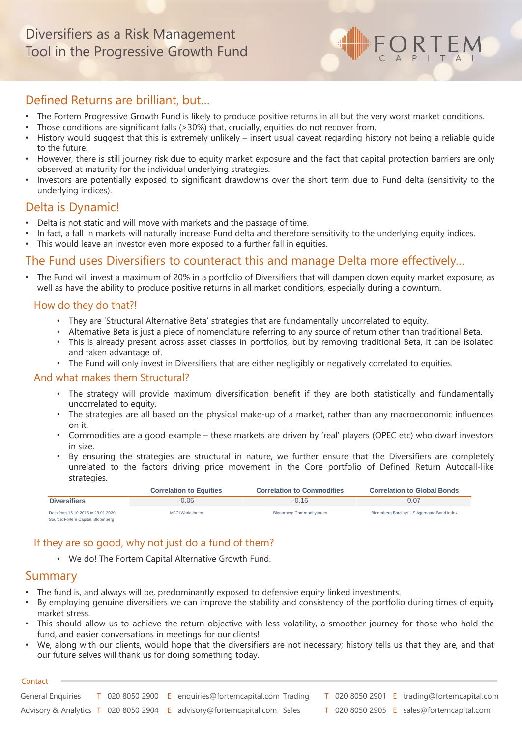# Diversifiers as a Risk Management Tool in the Progressive Growth Fund

FORTEM CAPITAL

## Defined Returns are brilliant, but...

- The Fortem Progressive Growth Fund is likely to produce positive returns in all but the very worst market conditions.
- Those conditions are significant falls (>30%) that, crucially, equities do not recover from.
- History would suggest that this is extremely unlikely – insert usual caveat regarding history not being a reliable guide to the future.
- However, there is still journey risk due to equity market exposure and the fact that capital protection barriers are only observed at maturity for the individual underlying strategies.
- Investors are potentially exposed to significant drawdowns over the short term due to Fund delta (sensitivity to the underlying indices).

## Delta is Dynamic!

- Delta is not static and will move with markets and the passage of time.
- In fact, a fall in markets will naturally increase Fund delta and therefore sensitivity to the underlying equity indices.
- This would leave an investor even more exposed to a further fall in equities.

## The Fund uses Diversifiers to counteract this and manage Delta more effectively...

- The Fund will invest a maximum of 20% in a portfolio of Diversifiers that will dampen down equity market exposure, as well as have the ability to produce positive returns in all market conditions, especially during a downturn.

### How do they do that?!

- They are 'Structural Alternative Beta' strategies that are fundamentally uncorrelated to equity.
- Alternative Beta is just a piece of nomenclature referring to any source of return other than traditional Beta.
- This is already present across asset classes in portfolios, but by removing traditional Beta, it can be isolated and taken advantage of.
- The Fund will only invest in Diversifiers that are either negligibly or negatively correlated to equities.

### And what makes them Structural?

- The strategy will provide maximum diversification benefit if they are both statistically and fundamentally uncorrelated to equity.
- The strategies are all based on the physical make-up of a market, rather than any macroeconomic influences on it.
- Commodities are a good example – these markets are driven by 'real' players (OPEC etc) who dwarf investors in size.
- By ensuring the strategies are structural in nature, we further ensure that the Diversifiers are completely unrelated to the factors driving price movement in the Core portfolio of Defined Return Autocall-like strategies.

| | Correlation to Equities | Correlation to Commodities | Correlation to Global Bonds |
|---|---|---|---|
| **Diversifiers** | -0.06 | -0.16 | 0.07 |
| Data from 16.10.2015 to 29.01.2020<br>Source: Fortem Capital, Bloomberg | MSCI World Index | Bloomberg Commodity Index | Bloomberg Barclays US Aggregate Bond Index |

### If they are so good, why not just do a fund of them?

- We do! The Fortem Capital Alternative Growth Fund.

## Summary

- The fund is, and always will be, predominantly exposed to defensive equity linked investments.
- By employing genuine diversifiers we can improve the stability and consistency of the portfolio during times of equity market stress.
- This should allow us to achieve the return objective with less volatility, a smoother journey for those who hold the fund, and easier conversations in meetings for our clients!
- We, along with our clients, would hope that the diversifiers are not necessary; history tells us that they are, and that our future selves will thank us for doing something today.

Contact

| | | |
|---|---|---|
| General Enquiries | T 020 8050 2900 | E enquiries@fortemcapital.com |
| Advisory & Analytics | T 020 8050 2904 | E advisory@fortemcapital.com |
| Trading | T 020 8050 2901 | E trading@fortemcapital.com |
| Sales | T 020 8050 2905 | E sales@fortemcapital.com |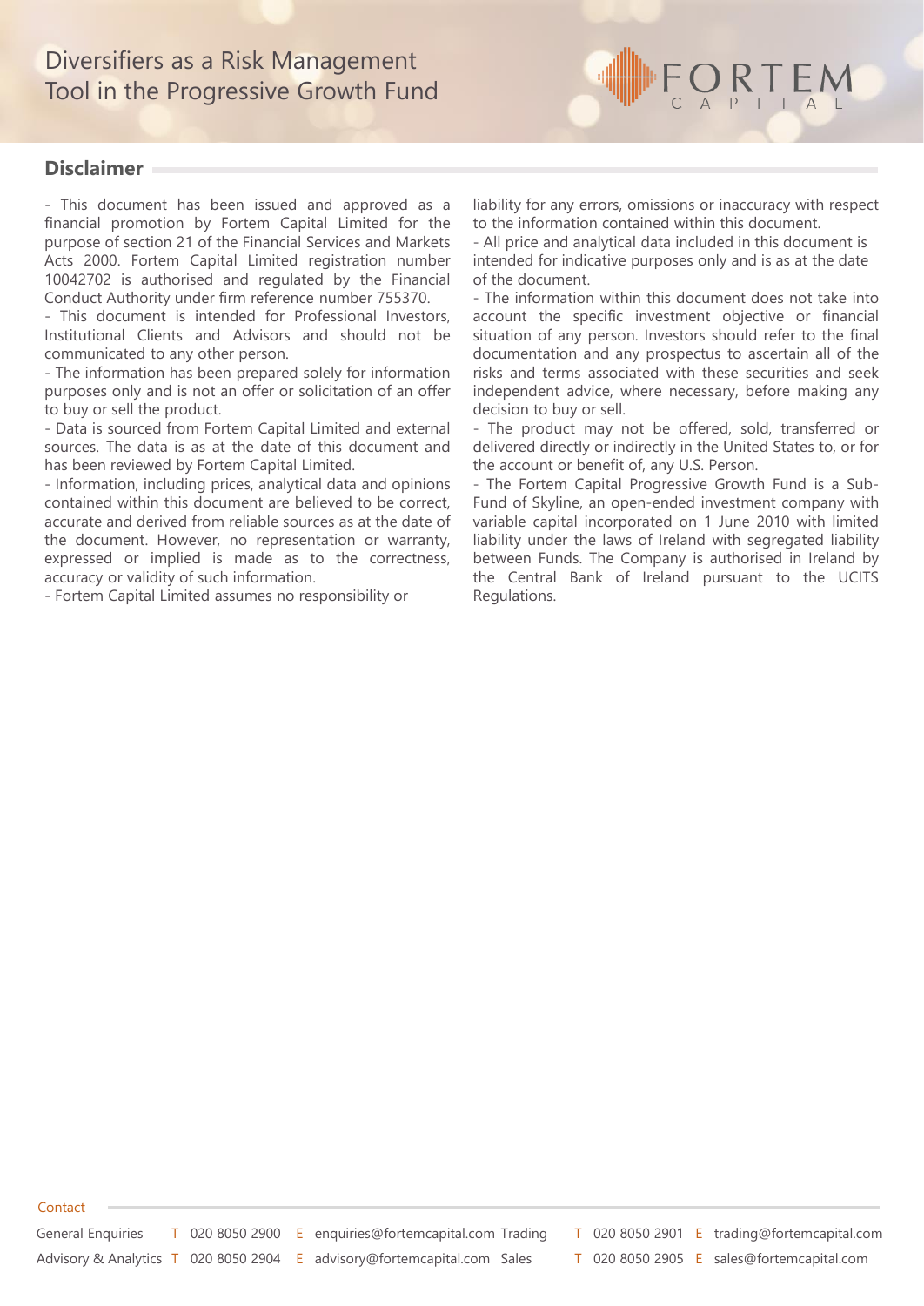## Disclaimer

- This document has been issued and approved as a financial promotion by Fortem Capital Limited for the purpose of section 21 of the Financial Services and Markets Acts 2000. Fortem Capital Limited registration number 10042702 is authorised and regulated by the Financial Conduct Authority under firm reference number 755370.
- This document is intended for Professional Investors, Institutional Clients and Advisors and should not be communicated to any other person.
- The information has been prepared solely for information purposes only and is not an offer or solicitation of an offer to buy or sell the product.
- Data is sourced from Fortem Capital Limited and external sources. The data is as at the date of this document and has been reviewed by Fortem Capital Limited.
- Information, including prices, analytical data and opinions contained within this document are believed to be correct, accurate and derived from reliable sources as at the date of the document. However, no representation or warranty, expressed or implied is made as to the correctness, accuracy or validity of such information.
- Fortem Capital Limited assumes no responsibility or liability for any errors, omissions or inaccuracy with respect to the information contained within this document.
- All price and analytical data included in this document is intended for indicative purposes only and is as at the date of the document.
- The information within this document does not take into account the specific investment objective or financial situation of any person. Investors should refer to the final documentation and any prospectus to ascertain all of the risks and terms associated with these securities and seek independent advice, where necessary, before making any decision to buy or sell.
- The product may not be offered, sold, transferred or delivered directly or indirectly in the United States to, or for the account or benefit of, any U.S. Person.
- The Fortem Capital Progressive Growth Fund is a Sub-Fund of Skyline, an open-ended investment company with variable capital incorporated on 1 June 2010 with limited liability under the laws of Ireland with segregated liability between Funds. The Company is authorised in Ireland by the Central Bank of Ireland pursuant to the UCITS Regulations.

Contact

General Enquiries T 020 8050 2900 E enquiries@fortemcapital.com
Trading T 020 8050 2901 E trading@fortemcapital.com
Advisory & Analytics T 020 8050 2904 E advisory@fortemcapital.com
Sales T 020 8050 2905 E sales@fortemcapital.com